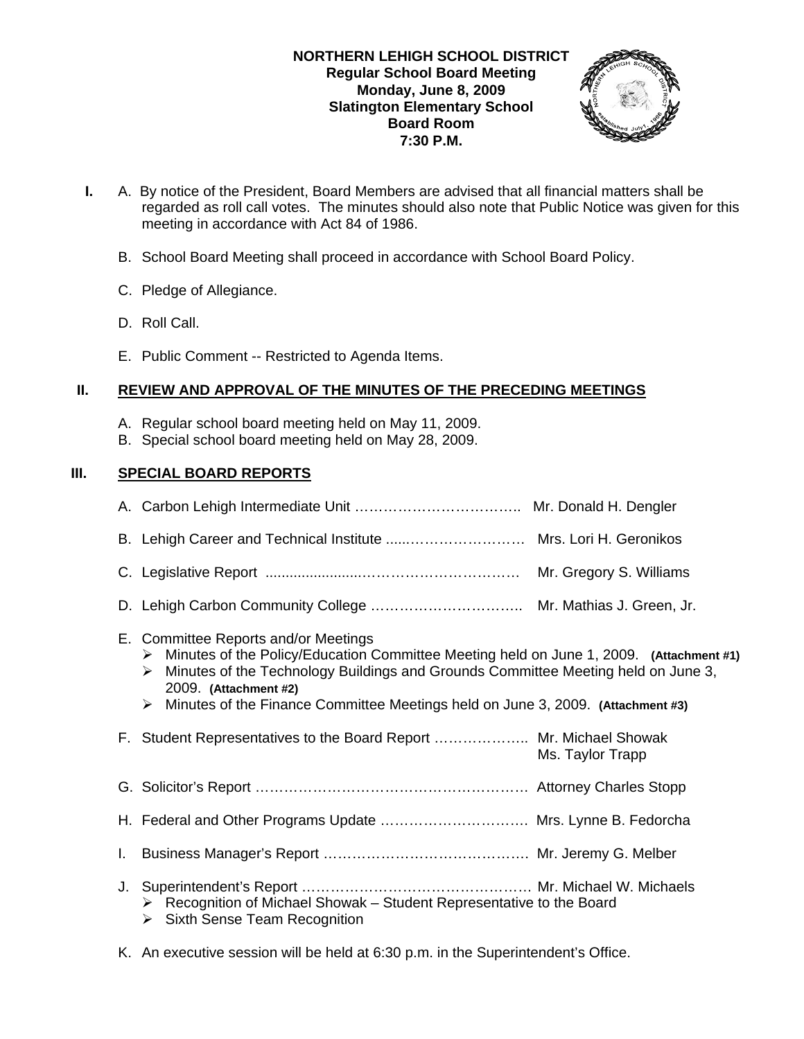**NORTHERN LEHIGH SCHOOL DISTRICT**
**Regular School Board Meeting**
**Monday, June 8, 2009**
**Slatington Elementary School**
**Board Room**
**7:30 P.M.**

**I.** A. By notice of the President, Board Members are advised that all financial matters shall be regarded as roll call votes. The minutes should also note that Public Notice was given for this meeting in accordance with Act 84 of 1986.

B. School Board Meeting shall proceed in accordance with School Board Policy.

C. Pledge of Allegiance.

D. Roll Call.

E. Public Comment -- Restricted to Agenda Items.

## II. REVIEW AND APPROVAL OF THE MINUTES OF THE PRECEDING MEETINGS

A. Regular school board meeting held on May 11, 2009.
B. Special school board meeting held on May 28, 2009.

## III. SPECIAL BOARD REPORTS

A. Carbon Lehigh Intermediate Unit …………………………….. Mr. Donald H. Dengler

B. Lehigh Career and Technical Institute .....…………………… Mrs. Lori H. Geronikos

C. Legislative Report .......................………………………… Mr. Gregory S. Williams

D. Lehigh Carbon Community College ………………………….. Mr. Mathias J. Green, Jr.

E. Committee Reports and/or Meetings
- Minutes of the Policy/Education Committee Meeting held on June 1, 2009. **(Attachment #1)**
- Minutes of the Technology Buildings and Grounds Committee Meeting held on June 3, 2009. **(Attachment #2)**
- Minutes of the Finance Committee Meetings held on June 3, 2009. **(Attachment #3)**

F. Student Representatives to the Board Report ……………….. Mr. Michael Showak
Ms. Taylor Trapp

G. Solicitor's Report ………………………………………………… Attorney Charles Stopp

H. Federal and Other Programs Update ………………………… Mrs. Lynne B. Fedorcha

I. Business Manager's Report ……………………………………. Mr. Jeremy G. Melber

J. Superintendent's Report ………………………………………… Mr. Michael W. Michaels
- Recognition of Michael Showak – Student Representative to the Board
- Sixth Sense Team Recognition

K. An executive session will be held at 6:30 p.m. in the Superintendent's Office.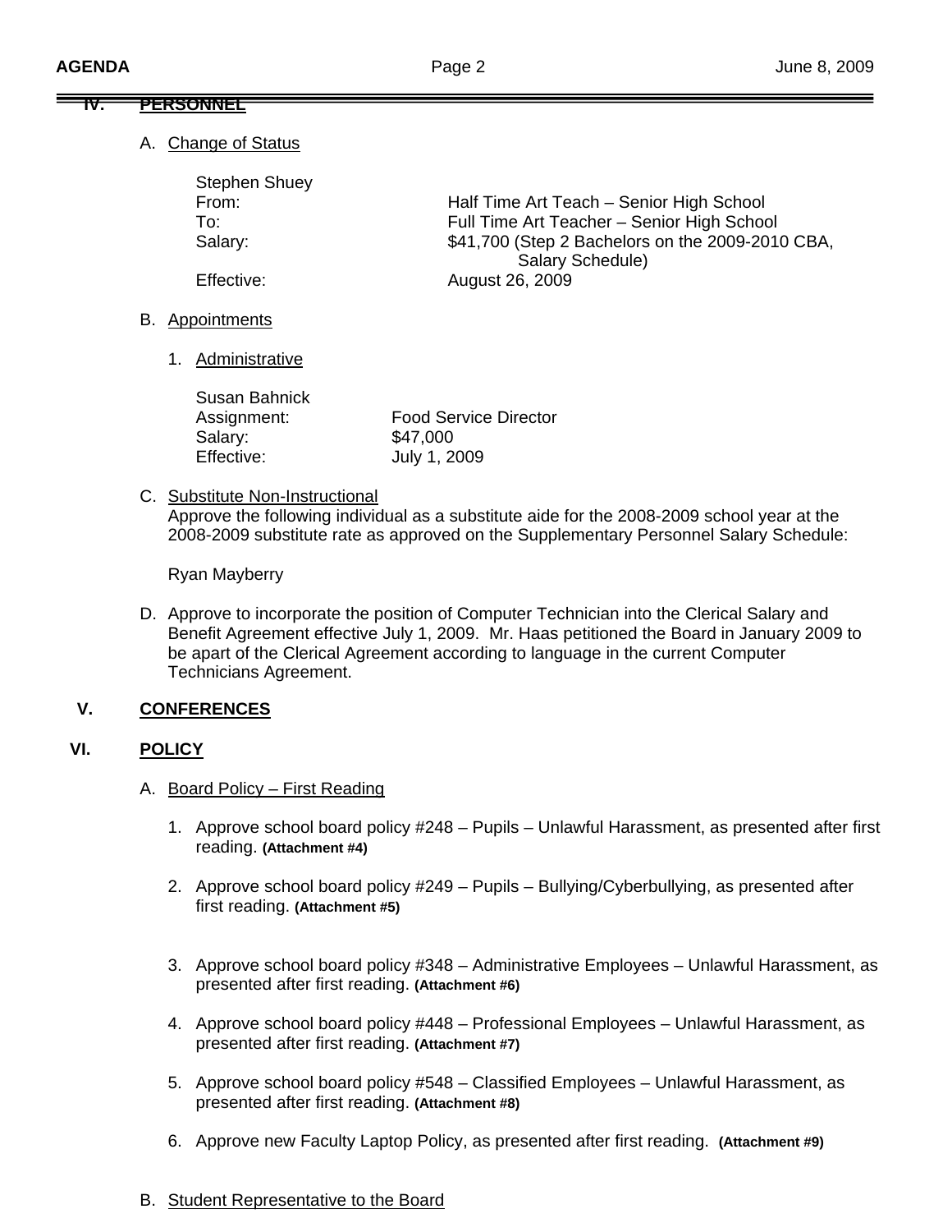## IV. PERSONNEL

A. Change of Status

Stephen Shuey

| | |
|---|---|
| From: | Half Time Art Teach – Senior High School |
| To: | Full Time Art Teacher – Senior High School |
| Salary: | $41,700 (Step 2 Bachelors on the 2009-2010 CBA, Salary Schedule) |
| Effective: | August 26, 2009 |

B. Appointments

1. Administrative

Susan Bahnick

| | |
|---|---|
| Assignment: | Food Service Director |
| Salary: | $47,000 |
| Effective: | July 1, 2009 |

C. Substitute Non-Instructional

Approve the following individual as a substitute aide for the 2008-2009 school year at the 2008-2009 substitute rate as approved on the Supplementary Personnel Salary Schedule:

Ryan Mayberry

D. Approve to incorporate the position of Computer Technician into the Clerical Salary and Benefit Agreement effective July 1, 2009. Mr. Haas petitioned the Board in January 2009 to be apart of the Clerical Agreement according to language in the current Computer Technicians Agreement.

## V. CONFERENCES

## VI. POLICY

A. Board Policy – First Reading

1. Approve school board policy #248 – Pupils – Unlawful Harassment, as presented after first reading. **(Attachment #4)**

2. Approve school board policy #249 – Pupils – Bullying/Cyberbullying, as presented after first reading. **(Attachment #5)**

3. Approve school board policy #348 – Administrative Employees – Unlawful Harassment, as presented after first reading. **(Attachment #6)**

4. Approve school board policy #448 – Professional Employees – Unlawful Harassment, as presented after first reading. **(Attachment #7)**

5. Approve school board policy #548 – Classified Employees – Unlawful Harassment, as presented after first reading. **(Attachment #8)**

6. Approve new Faculty Laptop Policy, as presented after first reading. **(Attachment #9)**

B. Student Representative to the Board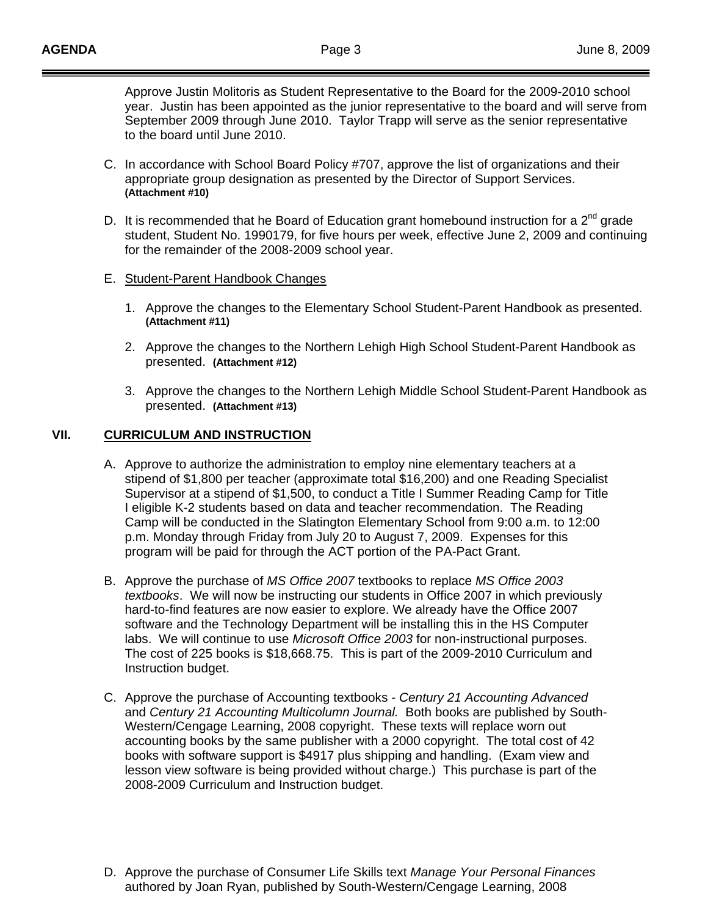Approve Justin Molitoris as Student Representative to the Board for the 2009-2010 school year. Justin has been appointed as the junior representative to the board and will serve from September 2009 through June 2010. Taylor Trapp will serve as the senior representative to the board until June 2010.

C. In accordance with School Board Policy #707, approve the list of organizations and their appropriate group designation as presented by the Director of Support Services. **(Attachment #10)**

D. It is recommended that he Board of Education grant homebound instruction for a 2nd grade student, Student No. 1990179, for five hours per week, effective June 2, 2009 and continuing for the remainder of the 2008-2009 school year.

E. Student-Parent Handbook Changes

1. Approve the changes to the Elementary School Student-Parent Handbook as presented. **(Attachment #11)**

2. Approve the changes to the Northern Lehigh High School Student-Parent Handbook as presented. **(Attachment #12)**

3. Approve the changes to the Northern Lehigh Middle School Student-Parent Handbook as presented. **(Attachment #13)**

## VII. CURRICULUM AND INSTRUCTION

A. Approve to authorize the administration to employ nine elementary teachers at a stipend of $1,800 per teacher (approximate total $16,200) and one Reading Specialist Supervisor at a stipend of $1,500, to conduct a Title I Summer Reading Camp for Title I eligible K-2 students based on data and teacher recommendation. The Reading Camp will be conducted in the Slatington Elementary School from 9:00 a.m. to 12:00 p.m. Monday through Friday from July 20 to August 7, 2009. Expenses for this program will be paid for through the ACT portion of the PA-Pact Grant.

B. Approve the purchase of *MS Office 2007* textbooks to replace *MS Office 2003 textbooks*. We will now be instructing our students in Office 2007 in which previously hard-to-find features are now easier to explore. We already have the Office 2007 software and the Technology Department will be installing this in the HS Computer labs. We will continue to use *Microsoft Office 2003* for non-instructional purposes. The cost of 225 books is $18,668.75. This is part of the 2009-2010 Curriculum and Instruction budget.

C. Approve the purchase of Accounting textbooks - *Century 21 Accounting Advanced* and *Century 21 Accounting Multicolumn Journal.* Both books are published by South-Western/Cengage Learning, 2008 copyright. These texts will replace worn out accounting books by the same publisher with a 2000 copyright. The total cost of 42 books with software support is $4917 plus shipping and handling. (Exam view and lesson view software is being provided without charge.) This purchase is part of the 2008-2009 Curriculum and Instruction budget.

D. Approve the purchase of Consumer Life Skills text *Manage Your Personal Finances* authored by Joan Ryan, published by South-Western/Cengage Learning, 2008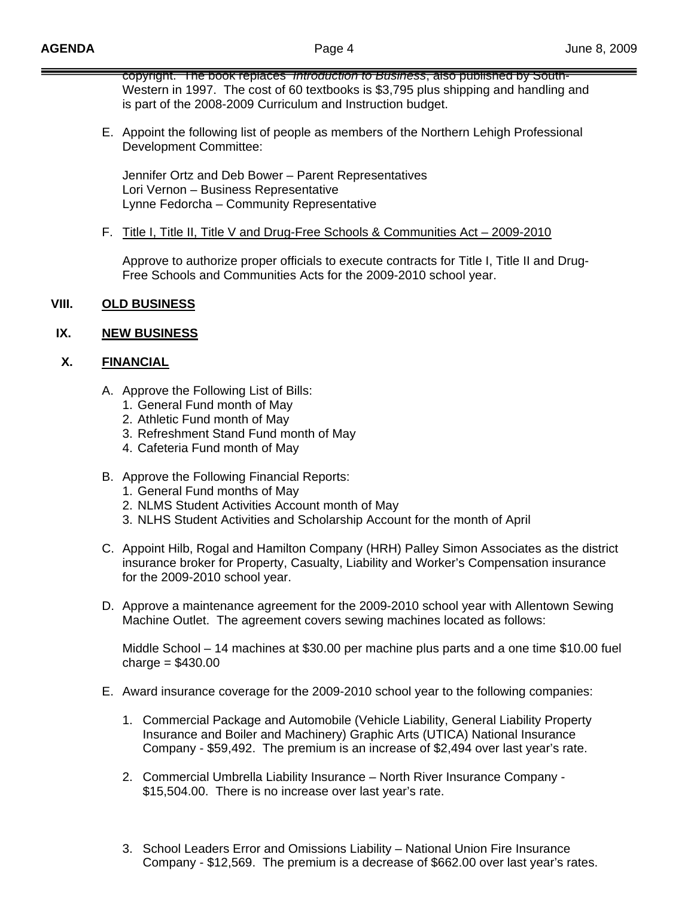copyright. The book replaces *Introduction to Business*, also published by South-Western in 1997. The cost of 60 textbooks is $3,795 plus shipping and handling and is part of the 2008-2009 Curriculum and Instruction budget.

E. Appoint the following list of people as members of the Northern Lehigh Professional Development Committee:

   Jennifer Ortz and Deb Bower – Parent Representatives
   Lori Vernon – Business Representative
   Lynne Fedorcha – Community Representative

F. Title I, Title II, Title V and Drug-Free Schools & Communities Act – 2009-2010

   Approve to authorize proper officials to execute contracts for Title I, Title II and Drug-Free Schools and Communities Acts for the 2009-2010 school year.

## VIII. OLD BUSINESS

## IX. NEW BUSINESS

## X. FINANCIAL

A. Approve the Following List of Bills:
   1. General Fund month of May
   2. Athletic Fund month of May
   3. Refreshment Stand Fund month of May
   4. Cafeteria Fund month of May

B. Approve the Following Financial Reports:
   1. General Fund months of May
   2. NLMS Student Activities Account month of May
   3. NLHS Student Activities and Scholarship Account for the month of April

C. Appoint Hilb, Rogal and Hamilton Company (HRH) Palley Simon Associates as the district insurance broker for Property, Casualty, Liability and Worker's Compensation insurance for the 2009-2010 school year.

D. Approve a maintenance agreement for the 2009-2010 school year with Allentown Sewing Machine Outlet. The agreement covers sewing machines located as follows:

   Middle School – 14 machines at $30.00 per machine plus parts and a one time $10.00 fuel charge = $430.00

E. Award insurance coverage for the 2009-2010 school year to the following companies:

   1. Commercial Package and Automobile (Vehicle Liability, General Liability Property Insurance and Boiler and Machinery) Graphic Arts (UTICA) National Insurance Company - $59,492. The premium is an increase of $2,494 over last year's rate.

   2. Commercial Umbrella Liability Insurance – North River Insurance Company - $15,504.00. There is no increase over last year's rate.

   3. School Leaders Error and Omissions Liability – National Union Fire Insurance Company - $12,569. The premium is a decrease of $662.00 over last year's rates.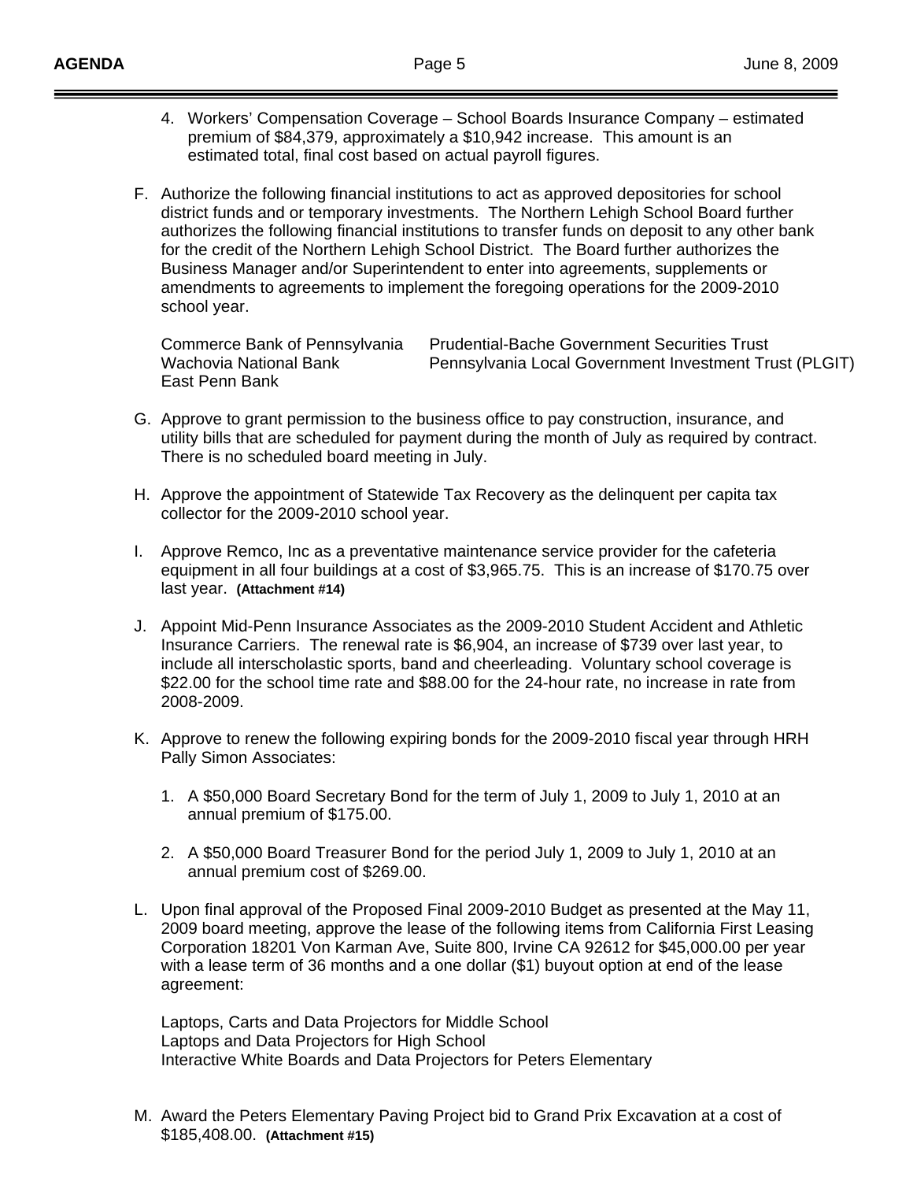4. Workers' Compensation Coverage – School Boards Insurance Company – estimated premium of $84,379, approximately a $10,942 increase. This amount is an estimated total, final cost based on actual payroll figures.

F. Authorize the following financial institutions to act as approved depositories for school district funds and or temporary investments. The Northern Lehigh School Board further authorizes the following financial institutions to transfer funds on deposit to any other bank for the credit of the Northern Lehigh School District. The Board further authorizes the Business Manager and/or Superintendent to enter into agreements, supplements or amendments to agreements to implement the foregoing operations for the 2009-2010 school year.

   Commerce Bank of Pennsylvania
   Wachovia National Bank
   East Penn Bank
   Prudential-Bache Government Securities Trust
   Pennsylvania Local Government Investment Trust (PLGIT)

G. Approve to grant permission to the business office to pay construction, insurance, and utility bills that are scheduled for payment during the month of July as required by contract. There is no scheduled board meeting in July.

H. Approve the appointment of Statewide Tax Recovery as the delinquent per capita tax collector for the 2009-2010 school year.

I. Approve Remco, Inc as a preventative maintenance service provider for the cafeteria equipment in all four buildings at a cost of $3,965.75. This is an increase of $170.75 over last year. **(Attachment #14)**

J. Appoint Mid-Penn Insurance Associates as the 2009-2010 Student Accident and Athletic Insurance Carriers. The renewal rate is $6,904, an increase of $739 over last year, to include all interscholastic sports, band and cheerleading. Voluntary school coverage is $22.00 for the school time rate and $88.00 for the 24-hour rate, no increase in rate from 2008-2009.

K. Approve to renew the following expiring bonds for the 2009-2010 fiscal year through HRH Pally Simon Associates:

   1. A $50,000 Board Secretary Bond for the term of July 1, 2009 to July 1, 2010 at an annual premium of $175.00.

   2. A $50,000 Board Treasurer Bond for the period July 1, 2009 to July 1, 2010 at an annual premium cost of $269.00.

L. Upon final approval of the Proposed Final 2009-2010 Budget as presented at the May 11, 2009 board meeting, approve the lease of the following items from California First Leasing Corporation 18201 Von Karman Ave, Suite 800, Irvine CA 92612 for $45,000.00 per year with a lease term of 36 months and a one dollar ($1) buyout option at end of the lease agreement:

   Laptops, Carts and Data Projectors for Middle School
   Laptops and Data Projectors for High School
   Interactive White Boards and Data Projectors for Peters Elementary

M. Award the Peters Elementary Paving Project bid to Grand Prix Excavation at a cost of $185,408.00. **(Attachment #15)**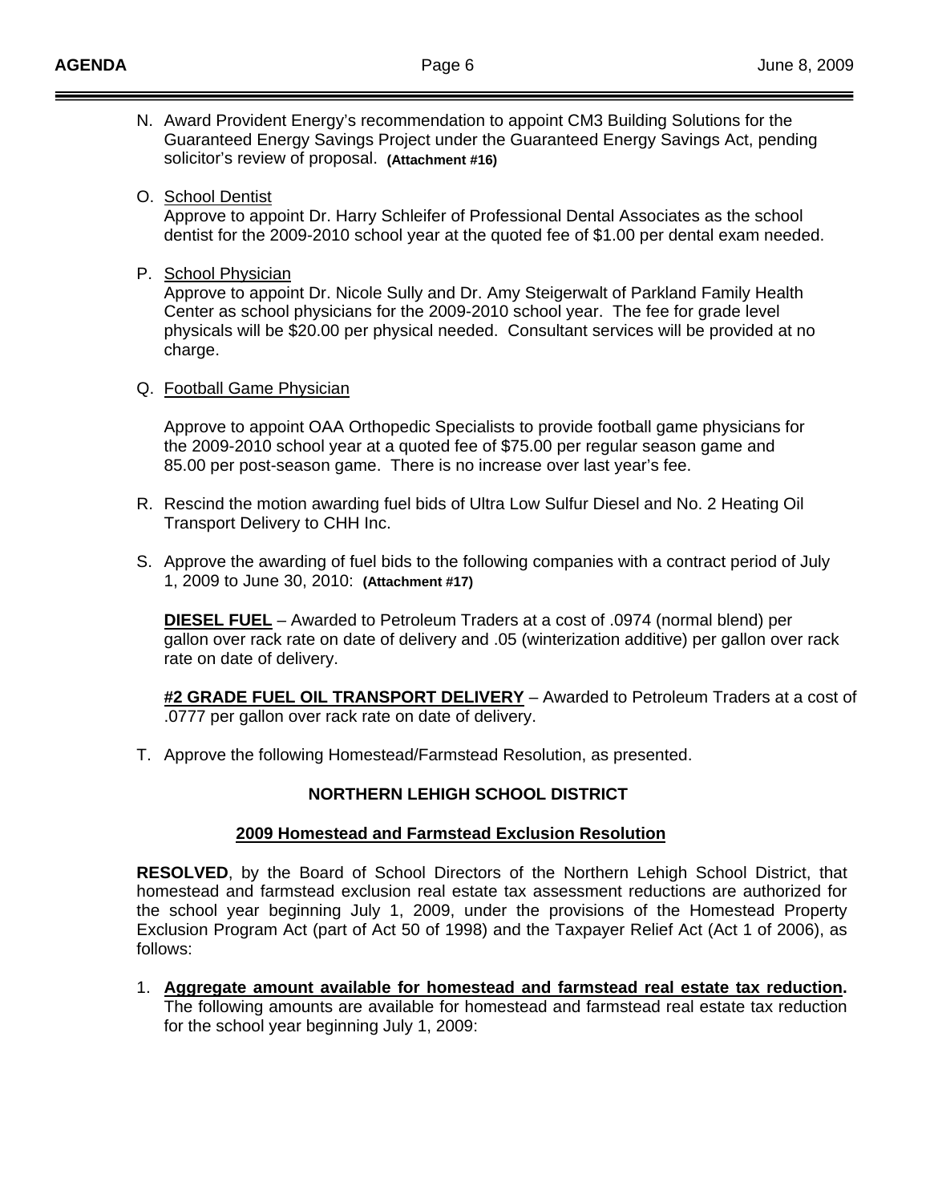N. Award Provident Energy's recommendation to appoint CM3 Building Solutions for the Guaranteed Energy Savings Project under the Guaranteed Energy Savings Act, pending solicitor's review of proposal. **(Attachment #16)**

O. <u>School Dentist</u>
Approve to appoint Dr. Harry Schleifer of Professional Dental Associates as the school dentist for the 2009-2010 school year at the quoted fee of $1.00 per dental exam needed.

P. <u>School Physician</u>
Approve to appoint Dr. Nicole Sully and Dr. Amy Steigerwalt of Parkland Family Health Center as school physicians for the 2009-2010 school year. The fee for grade level physicals will be $20.00 per physical needed. Consultant services will be provided at no charge.

Q. <u>Football Game Physician</u>

Approve to appoint OAA Orthopedic Specialists to provide football game physicians for the 2009-2010 school year at a quoted fee of $75.00 per regular season game and 85.00 per post-season game. There is no increase over last year's fee.

R. Rescind the motion awarding fuel bids of Ultra Low Sulfur Diesel and No. 2 Heating Oil Transport Delivery to CHH Inc.

S. Approve the awarding of fuel bids to the following companies with a contract period of July 1, 2009 to June 30, 2010: **(Attachment #17)**

**<u>DIESEL FUEL</u>** – Awarded to Petroleum Traders at a cost of .0974 (normal blend) per gallon over rack rate on date of delivery and .05 (winterization additive) per gallon over rack rate on date of delivery.

**<u>#2 GRADE FUEL OIL TRANSPORT DELIVERY</u>** – Awarded to Petroleum Traders at a cost of .0777 per gallon over rack rate on date of delivery.

T. Approve the following Homestead/Farmstead Resolution, as presented.

**NORTHERN LEHIGH SCHOOL DISTRICT**

**<u>2009 Homestead and Farmstead Exclusion Resolution</u>**

**RESOLVED**, by the Board of School Directors of the Northern Lehigh School District, that homestead and farmstead exclusion real estate tax assessment reductions are authorized for the school year beginning July 1, 2009, under the provisions of the Homestead Property Exclusion Program Act (part of Act 50 of 1998) and the Taxpayer Relief Act (Act 1 of 2006), as follows:

1. **<u>Aggregate amount available for homestead and farmstead real estate tax reduction</u>.** The following amounts are available for homestead and farmstead real estate tax reduction for the school year beginning July 1, 2009: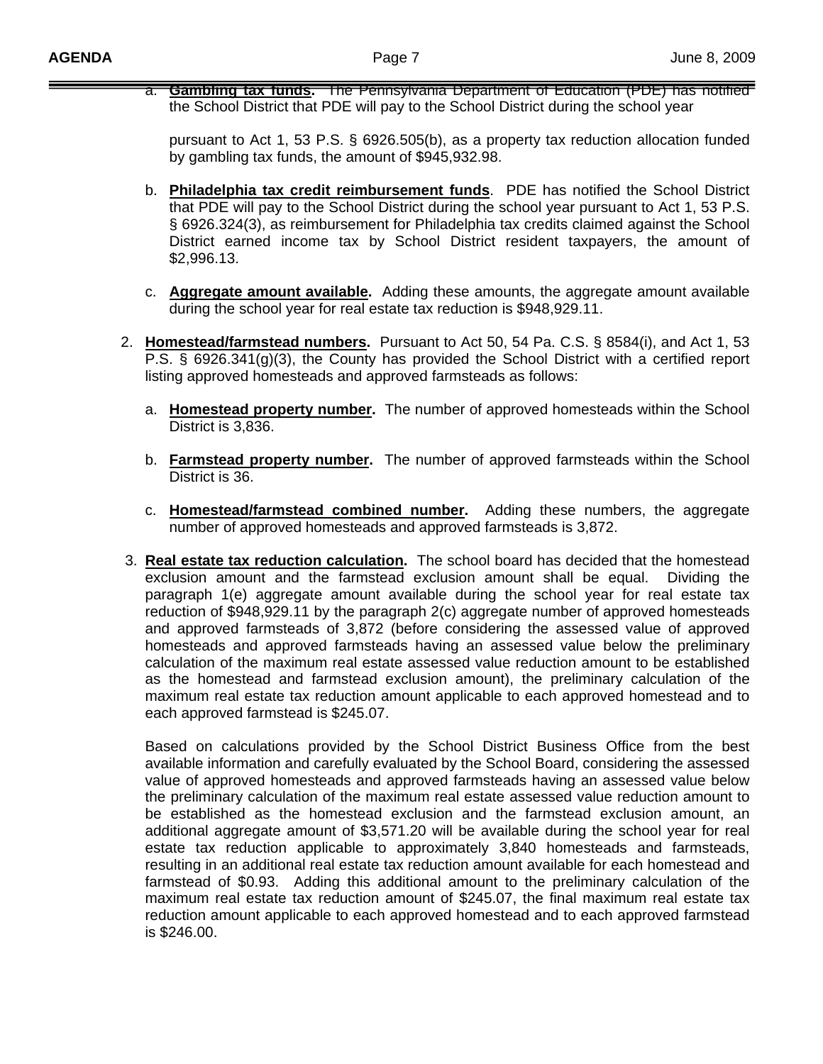a. **Gambling tax funds**. The Pennsylvania Department of Education (PDE) has notified the School District that PDE will pay to the School District during the school year

pursuant to Act 1, 53 P.S. § 6926.505(b), as a property tax reduction allocation funded by gambling tax funds, the amount of $945,932.98.

b. **Philadelphia tax credit reimbursement funds**. PDE has notified the School District that PDE will pay to the School District during the school year pursuant to Act 1, 53 P.S. § 6926.324(3), as reimbursement for Philadelphia tax credits claimed against the School District earned income tax by School District resident taxpayers, the amount of $2,996.13.

c. **Aggregate amount available**. Adding these amounts, the aggregate amount available during the school year for real estate tax reduction is $948,929.11.

2. **Homestead/farmstead numbers**. Pursuant to Act 50, 54 Pa. C.S. § 8584(i), and Act 1, 53 P.S. § 6926.341(g)(3), the County has provided the School District with a certified report listing approved homesteads and approved farmsteads as follows:

   a. **Homestead property number**. The number of approved homesteads within the School District is 3,836.

   b. **Farmstead property number**. The number of approved farmsteads within the School District is 36.

   c. **Homestead/farmstead combined number**. Adding these numbers, the aggregate number of approved homesteads and approved farmsteads is 3,872.

3. **Real estate tax reduction calculation**. The school board has decided that the homestead exclusion amount and the farmstead exclusion amount shall be equal. Dividing the paragraph 1(e) aggregate amount available during the school year for real estate tax reduction of $948,929.11 by the paragraph 2(c) aggregate number of approved homesteads and approved farmsteads of 3,872 (before considering the assessed value of approved homesteads and approved farmsteads having an assessed value below the preliminary calculation of the maximum real estate assessed value reduction amount to be established as the homestead and farmstead exclusion amount), the preliminary calculation of the maximum real estate tax reduction amount applicable to each approved homestead and to each approved farmstead is $245.07.

   Based on calculations provided by the School District Business Office from the best available information and carefully evaluated by the School Board, considering the assessed value of approved homesteads and approved farmsteads having an assessed value below the preliminary calculation of the maximum real estate assessed value reduction amount to be established as the homestead exclusion and the farmstead exclusion amount, an additional aggregate amount of $3,571.20 will be available during the school year for real estate tax reduction applicable to approximately 3,840 homesteads and farmsteads, resulting in an additional real estate tax reduction amount available for each homestead and farmstead of $0.93. Adding this additional amount to the preliminary calculation of the maximum real estate tax reduction amount of $245.07, the final maximum real estate tax reduction amount applicable to each approved homestead and to each approved farmstead is $246.00.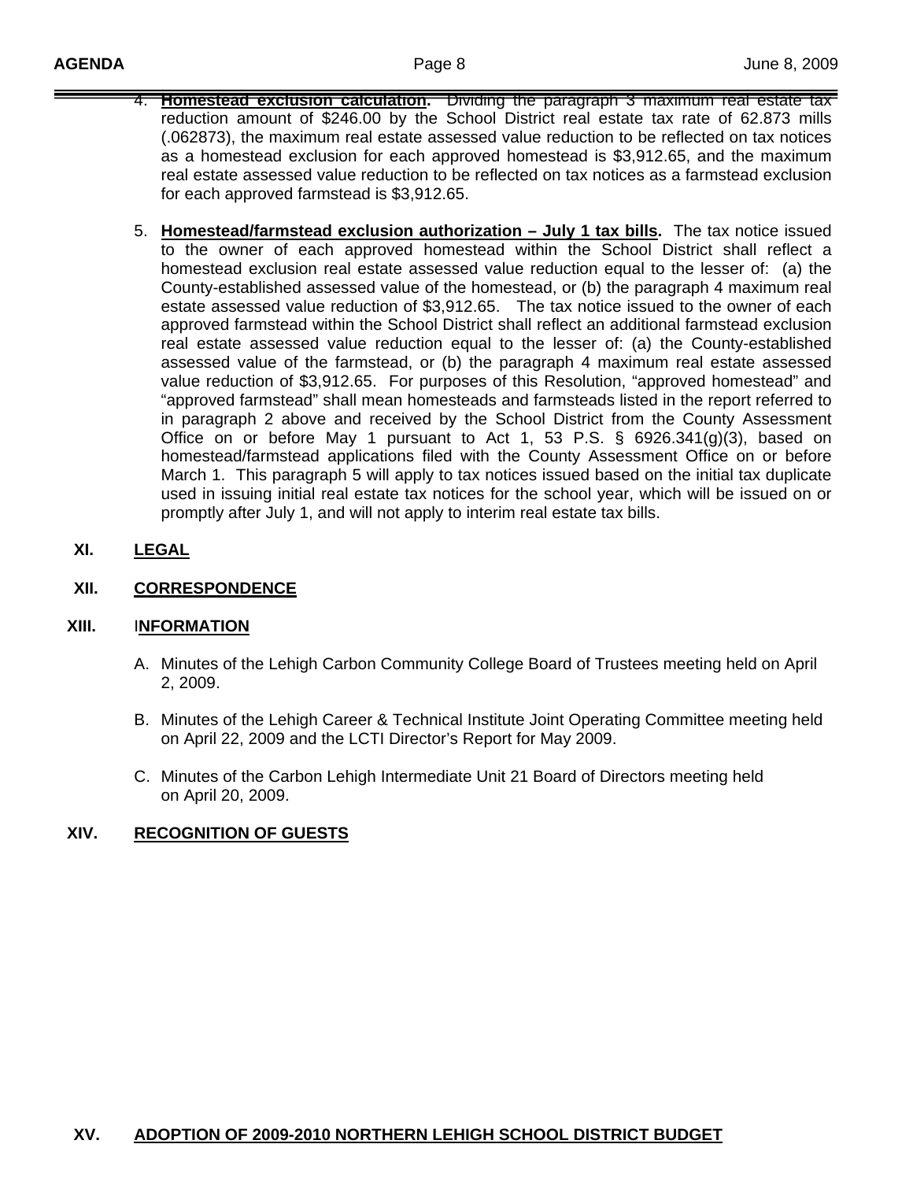4. **Homestead exclusion calculation.** Dividing the paragraph 3 maximum real estate tax reduction amount of $246.00 by the School District real estate tax rate of 62.873 mills (.062873), the maximum real estate assessed value reduction to be reflected on tax notices as a homestead exclusion for each approved homestead is $3,912.65, and the maximum real estate assessed value reduction to be reflected on tax notices as a farmstead exclusion for each approved farmstead is $3,912.65.

5. **Homestead/farmstead exclusion authorization – July 1 tax bills.** The tax notice issued to the owner of each approved homestead within the School District shall reflect a homestead exclusion real estate assessed value reduction equal to the lesser of: (a) the County-established assessed value of the homestead, or (b) the paragraph 4 maximum real estate assessed value reduction of $3,912.65. The tax notice issued to the owner of each approved farmstead within the School District shall reflect an additional farmstead exclusion real estate assessed value reduction equal to the lesser of: (a) the County-established assessed value of the farmstead, or (b) the paragraph 4 maximum real estate assessed value reduction of $3,912.65. For purposes of this Resolution, "approved homestead" and "approved farmstead" shall mean homesteads and farmsteads listed in the report referred to in paragraph 2 above and received by the School District from the County Assessment Office on or before May 1 pursuant to Act 1, 53 P.S. § 6926.341(g)(3), based on homestead/farmstead applications filed with the County Assessment Office on or before March 1. This paragraph 5 will apply to tax notices issued based on the initial tax duplicate used in issuing initial real estate tax notices for the school year, which will be issued on or promptly after July 1, and will not apply to interim real estate tax bills.

## XI. LEGAL

## XII. CORRESPONDENCE

## XIII. INFORMATION

A. Minutes of the Lehigh Carbon Community College Board of Trustees meeting held on April 2, 2009.

B. Minutes of the Lehigh Career & Technical Institute Joint Operating Committee meeting held on April 22, 2009 and the LCTI Director's Report for May 2009.

C. Minutes of the Carbon Lehigh Intermediate Unit 21 Board of Directors meeting held on April 20, 2009.

## XIV. RECOGNITION OF GUESTS

## XV. ADOPTION OF 2009-2010 NORTHERN LEHIGH SCHOOL DISTRICT BUDGET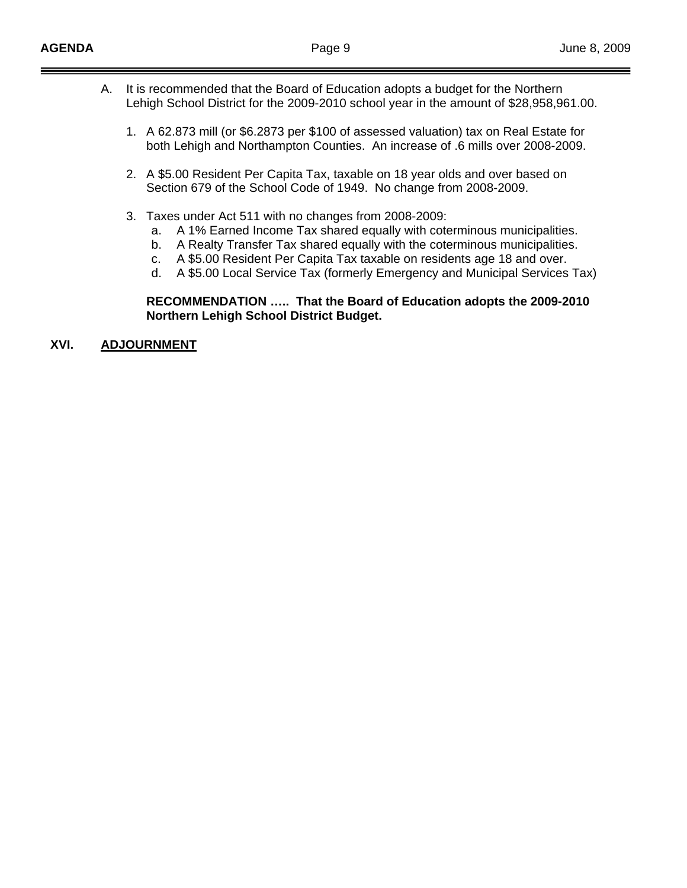A. It is recommended that the Board of Education adopts a budget for the Northern Lehigh School District for the 2009-2010 school year in the amount of $28,958,961.00.

1. A 62.873 mill (or $6.2873 per $100 of assessed valuation) tax on Real Estate for both Lehigh and Northampton Counties. An increase of .6 mills over 2008-2009.

2. A $5.00 Resident Per Capita Tax, taxable on 18 year olds and over based on Section 679 of the School Code of 1949. No change from 2008-2009.

3. Taxes under Act 511 with no changes from 2008-2009:
   a. A 1% Earned Income Tax shared equally with coterminous municipalities.
   b. A Realty Transfer Tax shared equally with the coterminous municipalities.
   c. A $5.00 Resident Per Capita Tax taxable on residents age 18 and over.
   d. A $5.00 Local Service Tax (formerly Emergency and Municipal Services Tax)

**RECOMMENDATION ….. That the Board of Education adopts the 2009-2010 Northern Lehigh School District Budget.**

## XVI. ADJOURNMENT